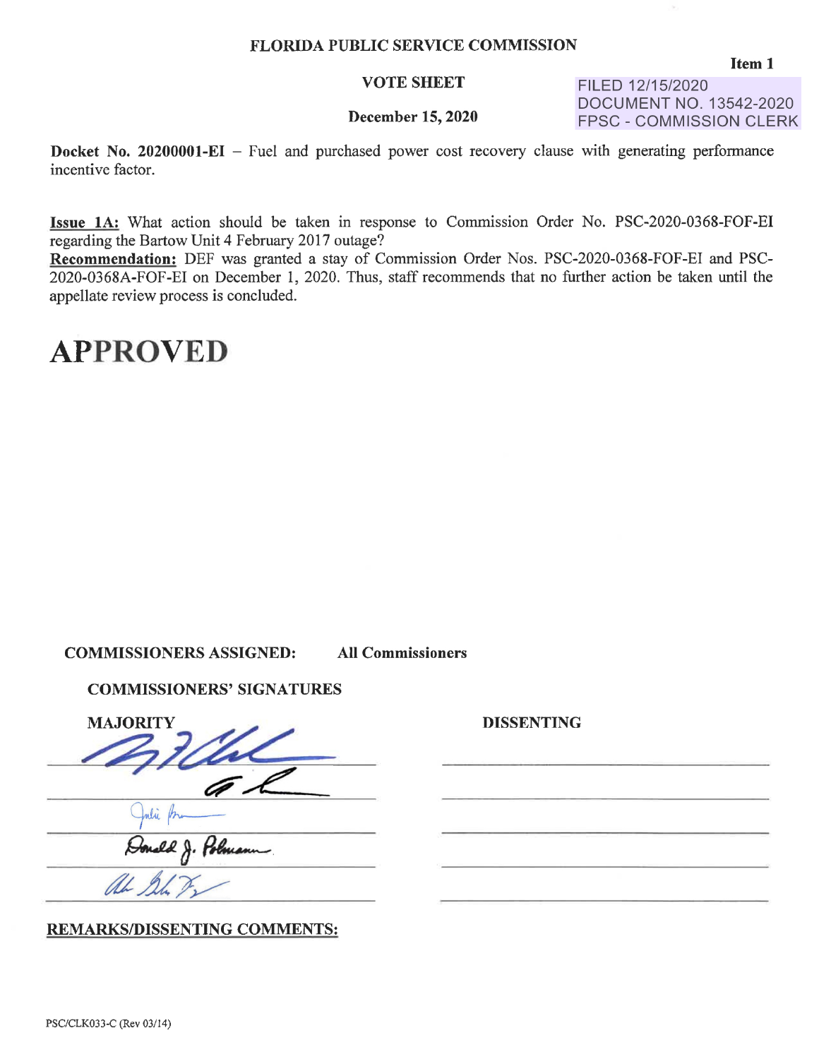**FLORIDA PUBLIC SERVICE COMMISSION**

**Item 1**

**VOTE SHEET**

FILED 12/15/2020
DOCUMENT NO. 13542-2020
FPSC - COMMISSION CLERK

**December 15, 2020**

**Docket No. 20200001-EI** – Fuel and purchased power cost recovery clause with generating performance incentive factor.

**Issue 1A:** What action should be taken in response to Commission Order No. PSC-2020-0368-FOF-EI regarding the Bartow Unit 4 February 2017 outage?

**Recommendation:** DEF was granted a stay of Commission Order Nos. PSC-2020-0368-FOF-EI and PSC-2020-0368A-FOF-EI on December 1, 2020. Thus, staff recommends that no further action be taken until the appellate review process is concluded.

# APPROVED

**COMMISSIONERS ASSIGNED:** **All Commissioners**

**COMMISSIONERS' SIGNATURES**

| MAJORITY | DISSENTING |
|---|---|
| [signature] | |
| [signature] | |
| Julie Brown [signature] | |
| Donald J. Polmann [signature] | |
| [signature] | |

**REMARKS/DISSENTING COMMENTS:**

PSC/CLK033-C (Rev 03/14)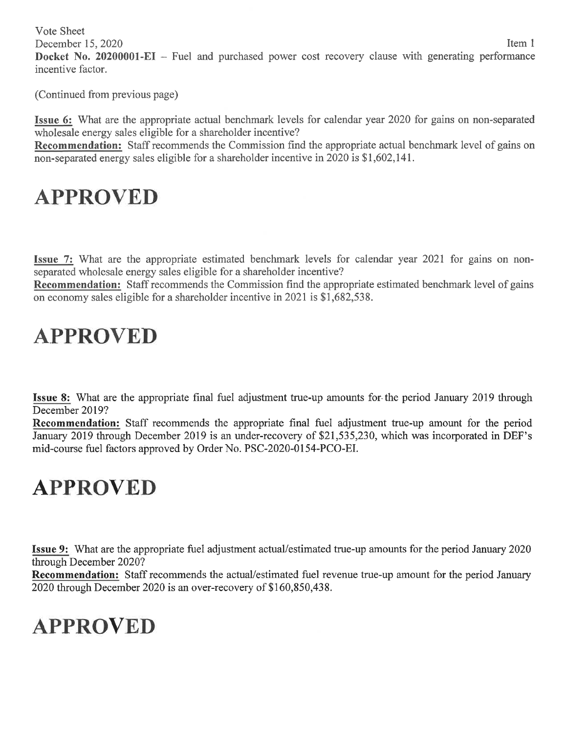Vote Sheet
December 15, 2020 Item 1
**Docket No. 20200001-EI** – Fuel and purchased power cost recovery clause with generating performance incentive factor.

(Continued from previous page)

**Issue 6:** What are the appropriate actual benchmark levels for calendar year 2020 for gains on non-separated wholesale energy sales eligible for a shareholder incentive?
**Recommendation:** Staff recommends the Commission find the appropriate actual benchmark level of gains on non-separated energy sales eligible for a shareholder incentive in 2020 is $1,602,141.

# APPROVED

**Issue 7:** What are the appropriate estimated benchmark levels for calendar year 2021 for gains on non-separated wholesale energy sales eligible for a shareholder incentive?
**Recommendation:** Staff recommends the Commission find the appropriate estimated benchmark level of gains on economy sales eligible for a shareholder incentive in 2021 is $1,682,538.

# APPROVED

**Issue 8:** What are the appropriate final fuel adjustment true-up amounts for the period January 2019 through December 2019?
**Recommendation:** Staff recommends the appropriate final fuel adjustment true-up amount for the period January 2019 through December 2019 is an under-recovery of $21,535,230, which was incorporated in DEF's mid-course fuel factors approved by Order No. PSC-2020-0154-PCO-EI.

# APPROVED

**Issue 9:** What are the appropriate fuel adjustment actual/estimated true-up amounts for the period January 2020 through December 2020?
**Recommendation:** Staff recommends the actual/estimated fuel revenue true-up amount for the period January 2020 through December 2020 is an over-recovery of $160,850,438.

# APPROVED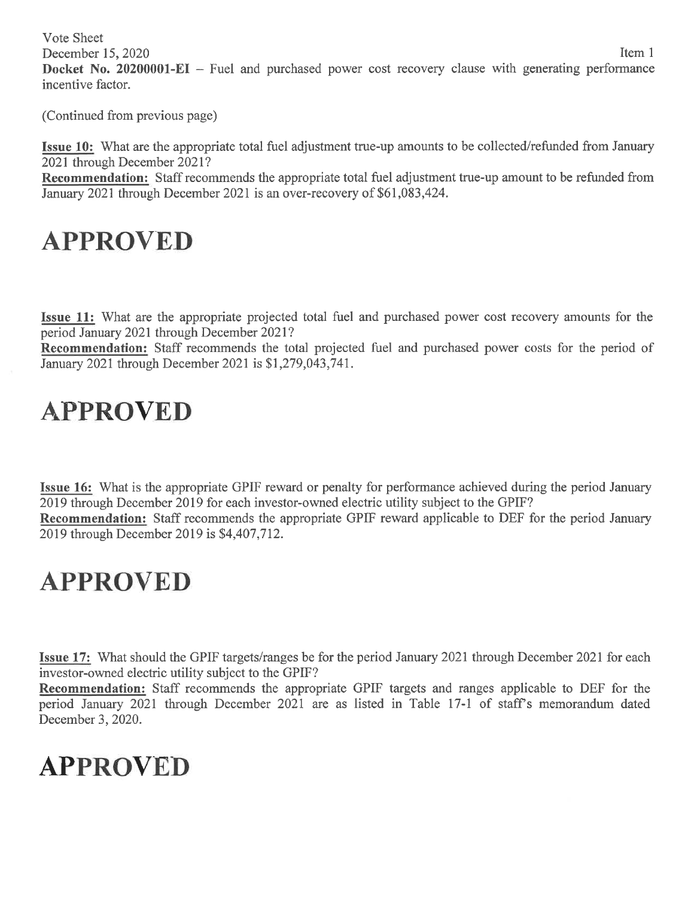Vote Sheet
December 15, 2020
Item 1

**Docket No. 20200001-EI** – Fuel and purchased power cost recovery clause with generating performance incentive factor.

(Continued from previous page)

**Issue 10:** What are the appropriate total fuel adjustment true-up amounts to be collected/refunded from January 2021 through December 2021?
**Recommendation:** Staff recommends the appropriate total fuel adjustment true-up amount to be refunded from January 2021 through December 2021 is an over-recovery of $61,083,424.

# APPROVED

**Issue 11:** What are the appropriate projected total fuel and purchased power cost recovery amounts for the period January 2021 through December 2021?
**Recommendation:** Staff recommends the total projected fuel and purchased power costs for the period of January 2021 through December 2021 is $1,279,043,741.

# APPROVED

**Issue 16:** What is the appropriate GPIF reward or penalty for performance achieved during the period January 2019 through December 2019 for each investor-owned electric utility subject to the GPIF?
**Recommendation:** Staff recommends the appropriate GPIF reward applicable to DEF for the period January 2019 through December 2019 is $4,407,712.

# APPROVED

**Issue 17:** What should the GPIF targets/ranges be for the period January 2021 through December 2021 for each investor-owned electric utility subject to the GPIF?
**Recommendation:** Staff recommends the appropriate GPIF targets and ranges applicable to DEF for the period January 2021 through December 2021 are as listed in Table 17-1 of staff's memorandum dated December 3, 2020.

# APPROVED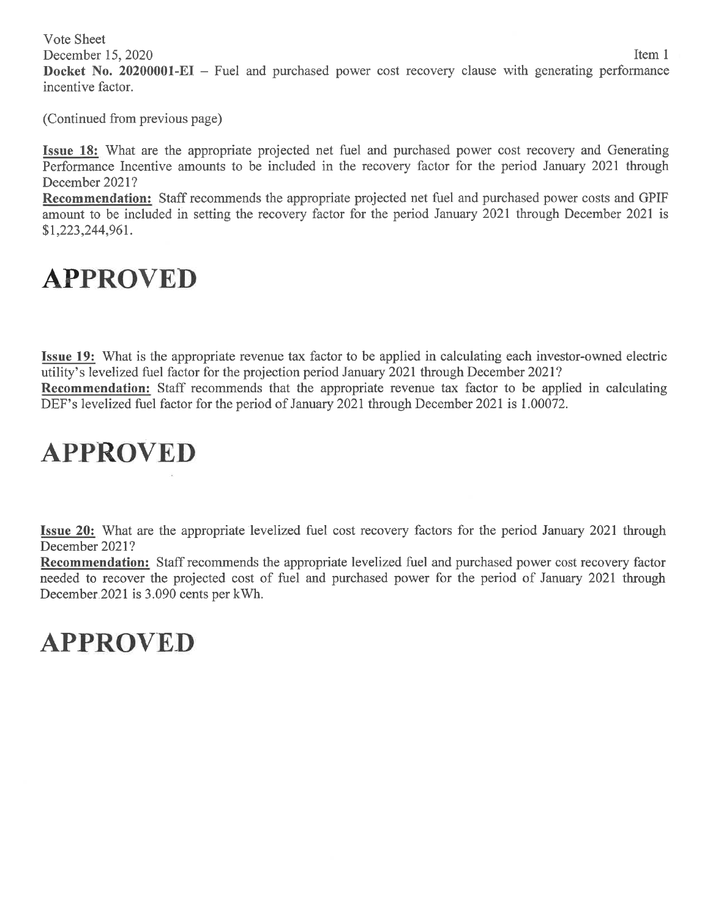Vote Sheet
December 15, 2020 Item 1
**Docket No. 20200001-EI** – Fuel and purchased power cost recovery clause with generating performance incentive factor.

(Continued from previous page)

**Issue 18:** What are the appropriate projected net fuel and purchased power cost recovery and Generating Performance Incentive amounts to be included in the recovery factor for the period January 2021 through December 2021?
**Recommendation:** Staff recommends the appropriate projected net fuel and purchased power costs and GPIF amount to be included in setting the recovery factor for the period January 2021 through December 2021 is $1,223,244,961.

# APPROVED

**Issue 19:** What is the appropriate revenue tax factor to be applied in calculating each investor-owned electric utility's levelized fuel factor for the projection period January 2021 through December 2021?
**Recommendation:** Staff recommends that the appropriate revenue tax factor to be applied in calculating DEF's levelized fuel factor for the period of January 2021 through December 2021 is 1.00072.

# APPROVED

**Issue 20:** What are the appropriate levelized fuel cost recovery factors for the period January 2021 through December 2021?
**Recommendation:** Staff recommends the appropriate levelized fuel and purchased power cost recovery factor needed to recover the projected cost of fuel and purchased power for the period of January 2021 through December 2021 is 3.090 cents per kWh.

# APPROVED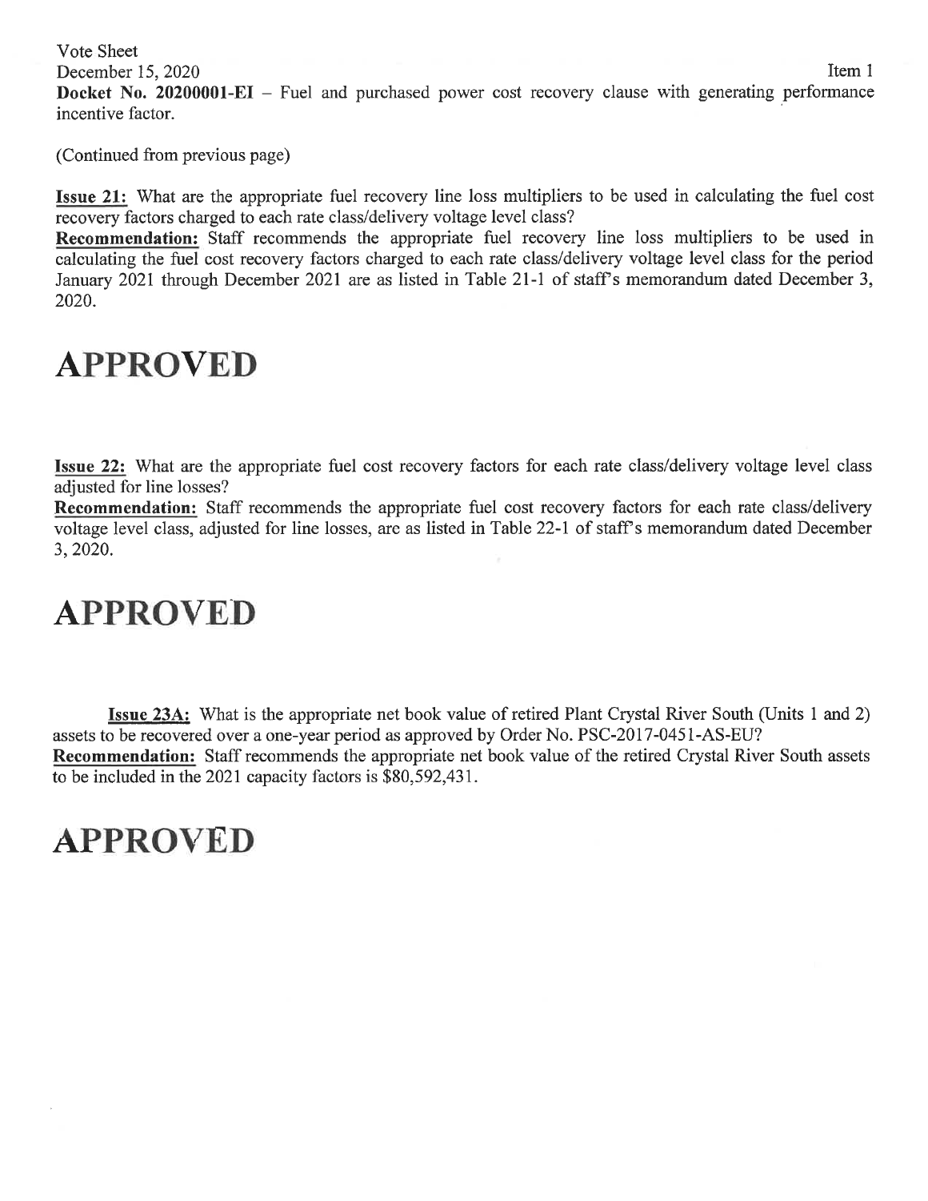Vote Sheet
December 15, 2020 Item 1
**Docket No. 20200001-EI** – Fuel and purchased power cost recovery clause with generating performance incentive factor.

(Continued from previous page)

**Issue 21:** What are the appropriate fuel recovery line loss multipliers to be used in calculating the fuel cost recovery factors charged to each rate class/delivery voltage level class?
**Recommendation:** Staff recommends the appropriate fuel recovery line loss multipliers to be used in calculating the fuel cost recovery factors charged to each rate class/delivery voltage level class for the period January 2021 through December 2021 are as listed in Table 21-1 of staff's memorandum dated December 3, 2020.

# APPROVED

**Issue 22:** What are the appropriate fuel cost recovery factors for each rate class/delivery voltage level class adjusted for line losses?
**Recommendation:** Staff recommends the appropriate fuel cost recovery factors for each rate class/delivery voltage level class, adjusted for line losses, are as listed in Table 22-1 of staff's memorandum dated December 3, 2020.

# APPROVED

**Issue 23A:** What is the appropriate net book value of retired Plant Crystal River South (Units 1 and 2) assets to be recovered over a one-year period as approved by Order No. PSC-2017-0451-AS-EU?
**Recommendation:** Staff recommends the appropriate net book value of the retired Crystal River South assets to be included in the 2021 capacity factors is $80,592,431.

# APPROVED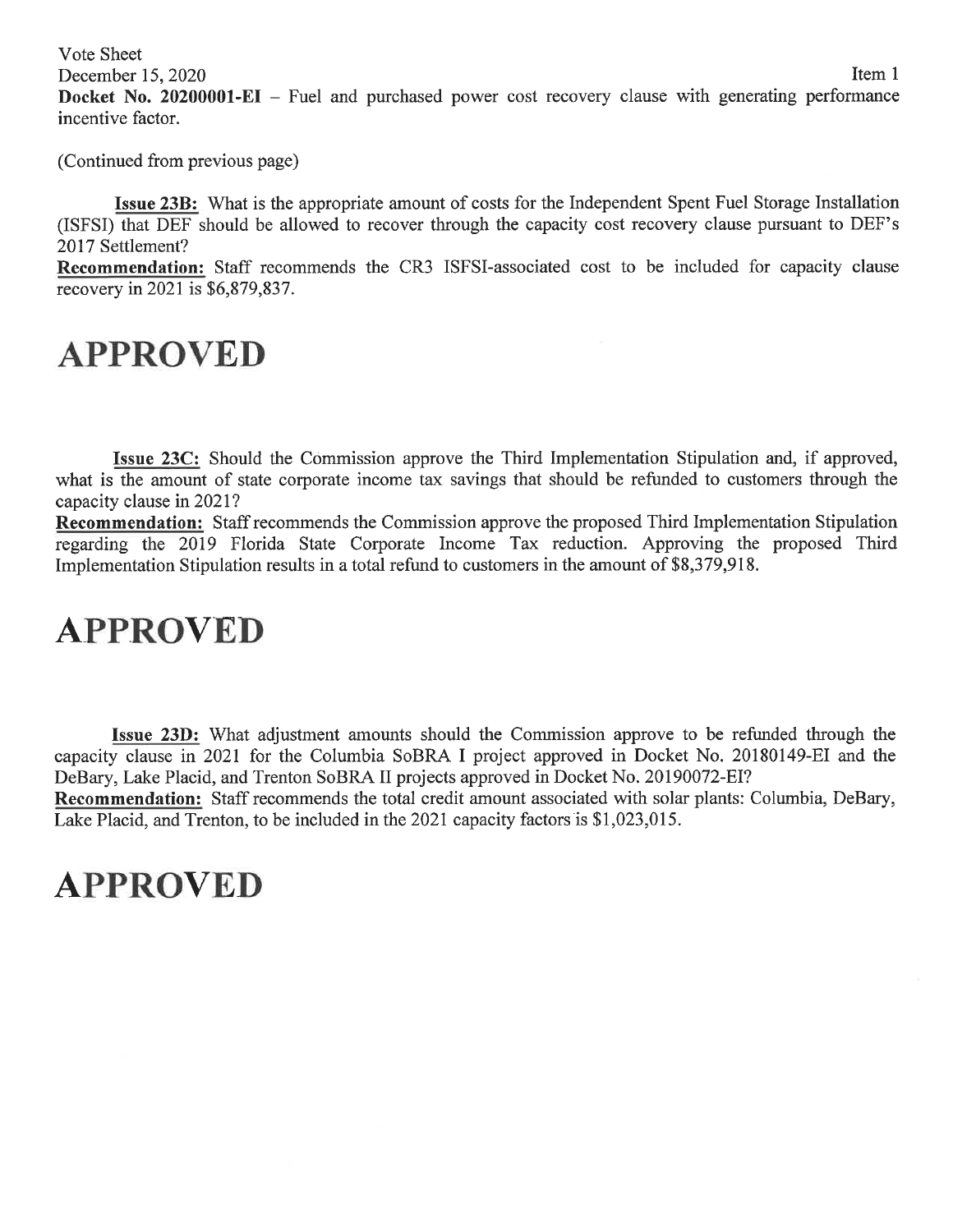Vote Sheet
December 15, 2020 Item 1
**Docket No. 20200001-EI** – Fuel and purchased power cost recovery clause with generating performance incentive factor.

(Continued from previous page)

**Issue 23B:** What is the appropriate amount of costs for the Independent Spent Fuel Storage Installation (ISFSI) that DEF should be allowed to recover through the capacity cost recovery clause pursuant to DEF's 2017 Settlement?
**Recommendation:** Staff recommends the CR3 ISFSI-associated cost to be included for capacity clause recovery in 2021 is $6,879,837.

# APPROVED

**Issue 23C:** Should the Commission approve the Third Implementation Stipulation and, if approved, what is the amount of state corporate income tax savings that should be refunded to customers through the capacity clause in 2021?
**Recommendation:** Staff recommends the Commission approve the proposed Third Implementation Stipulation regarding the 2019 Florida State Corporate Income Tax reduction. Approving the proposed Third Implementation Stipulation results in a total refund to customers in the amount of $8,379,918.

# APPROVED

**Issue 23D:** What adjustment amounts should the Commission approve to be refunded through the capacity clause in 2021 for the Columbia SoBRA I project approved in Docket No. 20180149-EI and the DeBary, Lake Placid, and Trenton SoBRA II projects approved in Docket No. 20190072-EI?
**Recommendation:** Staff recommends the total credit amount associated with solar plants: Columbia, DeBary, Lake Placid, and Trenton, to be included in the 2021 capacity factors is $1,023,015.

# APPROVED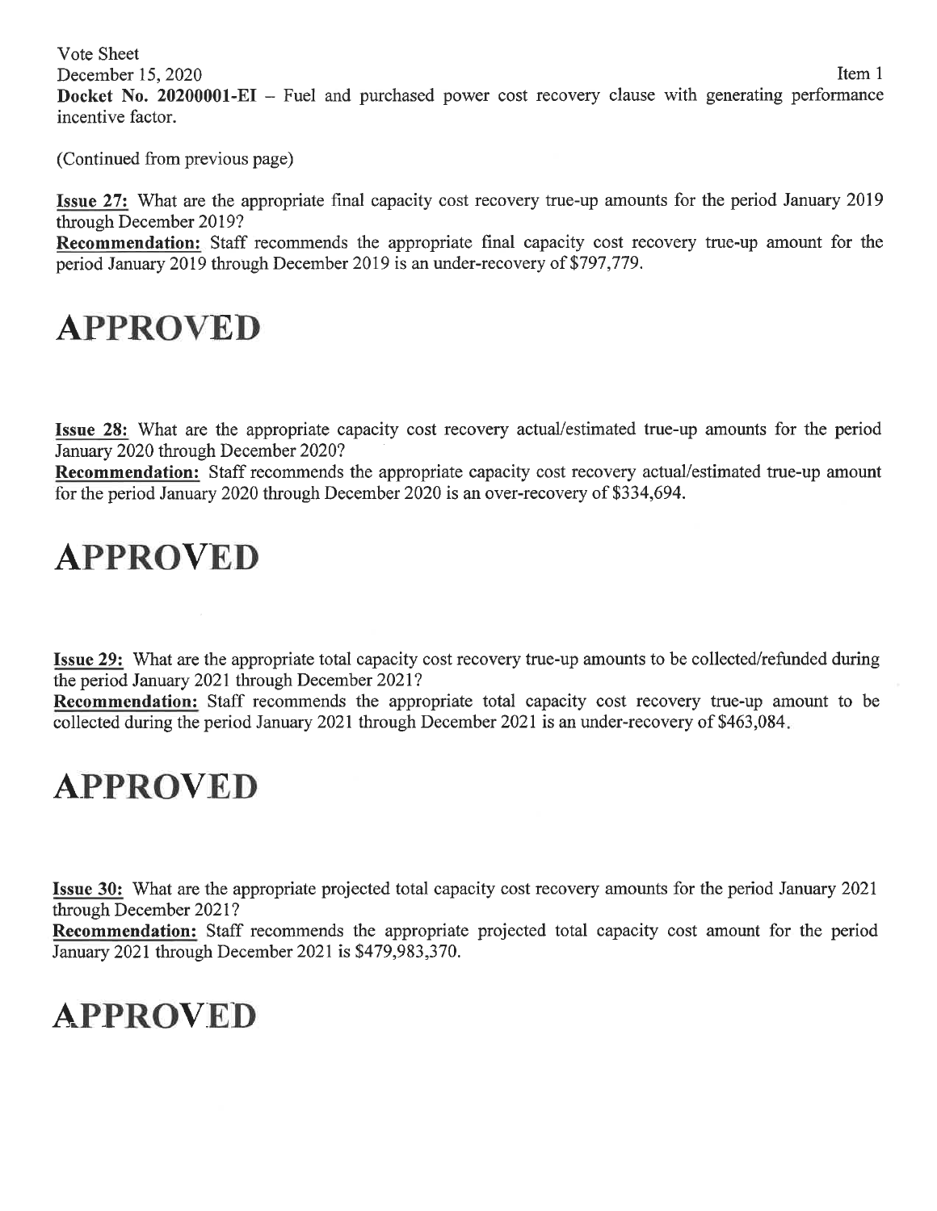Vote Sheet
December 15, 2020 Item 1
**Docket No. 20200001-EI** – Fuel and purchased power cost recovery clause with generating performance incentive factor.

(Continued from previous page)

**Issue 27:** What are the appropriate final capacity cost recovery true-up amounts for the period January 2019 through December 2019?
**Recommendation:** Staff recommends the appropriate final capacity cost recovery true-up amount for the period January 2019 through December 2019 is an under-recovery of $797,779.

# APPROVED

**Issue 28:** What are the appropriate capacity cost recovery actual/estimated true-up amounts for the period January 2020 through December 2020?
**Recommendation:** Staff recommends the appropriate capacity cost recovery actual/estimated true-up amount for the period January 2020 through December 2020 is an over-recovery of $334,694.

# APPROVED

**Issue 29:** What are the appropriate total capacity cost recovery true-up amounts to be collected/refunded during the period January 2021 through December 2021?
**Recommendation:** Staff recommends the appropriate total capacity cost recovery true-up amount to be collected during the period January 2021 through December 2021 is an under-recovery of $463,084.

# APPROVED

**Issue 30:** What are the appropriate projected total capacity cost recovery amounts for the period January 2021 through December 2021?
**Recommendation:** Staff recommends the appropriate projected total capacity cost amount for the period January 2021 through December 2021 is $479,983,370.

# APPROVED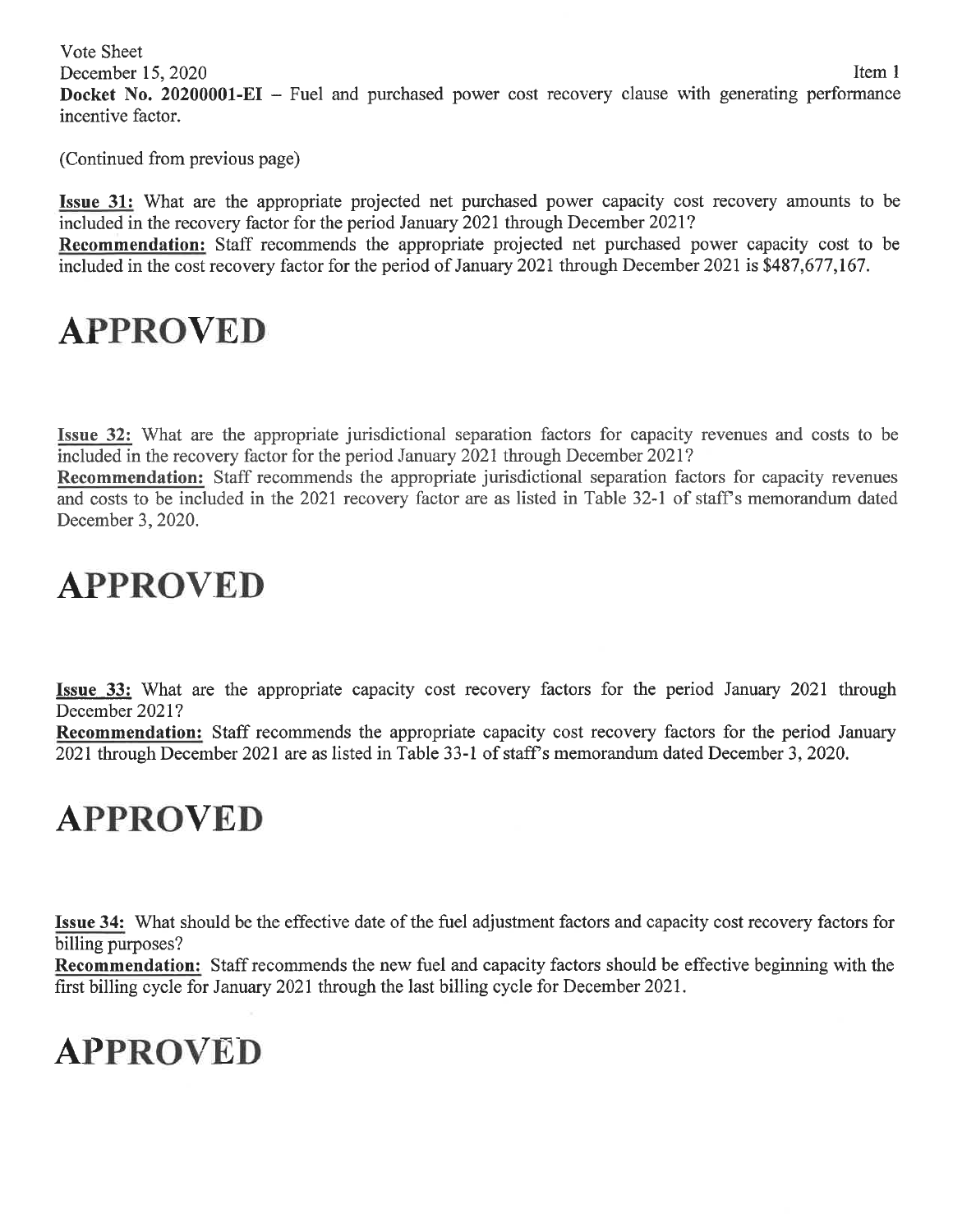Vote Sheet
December 15, 2020
Item 1

**Docket No. 20200001-EI** – Fuel and purchased power cost recovery clause with generating performance incentive factor.

(Continued from previous page)

**Issue 31:** What are the appropriate projected net purchased power capacity cost recovery amounts to be included in the recovery factor for the period January 2021 through December 2021?

**Recommendation:** Staff recommends the appropriate projected net purchased power capacity cost to be included in the cost recovery factor for the period of January 2021 through December 2021 is $487,677,167.

# APPROVED

**Issue 32:** What are the appropriate jurisdictional separation factors for capacity revenues and costs to be included in the recovery factor for the period January 2021 through December 2021?

**Recommendation:** Staff recommends the appropriate jurisdictional separation factors for capacity revenues and costs to be included in the 2021 recovery factor are as listed in Table 32-1 of staff's memorandum dated December 3, 2020.

# APPROVED

**Issue 33:** What are the appropriate capacity cost recovery factors for the period January 2021 through December 2021?

**Recommendation:** Staff recommends the appropriate capacity cost recovery factors for the period January 2021 through December 2021 are as listed in Table 33-1 of staff's memorandum dated December 3, 2020.

# APPROVED

**Issue 34:** What should be the effective date of the fuel adjustment factors and capacity cost recovery factors for billing purposes?

**Recommendation:** Staff recommends the new fuel and capacity factors should be effective beginning with the first billing cycle for January 2021 through the last billing cycle for December 2021.

# APPROVED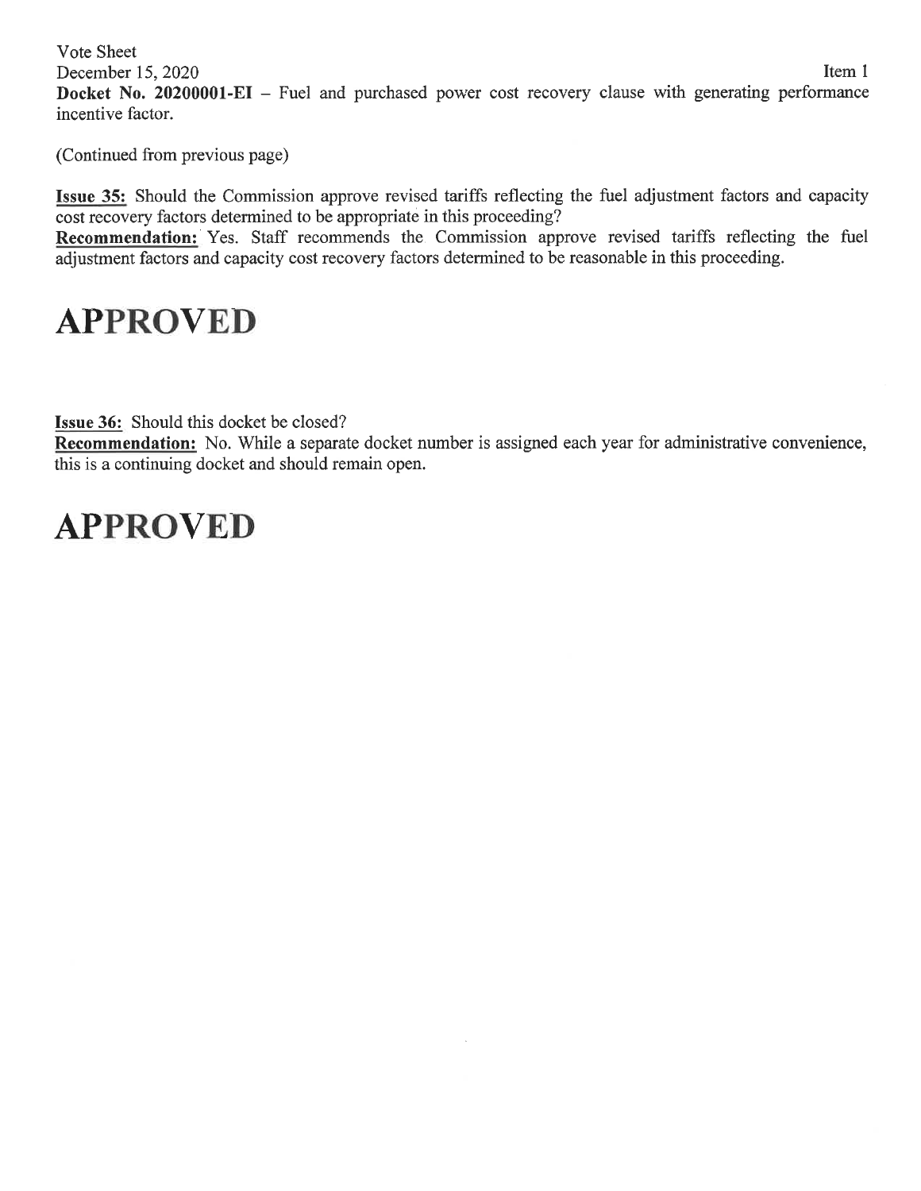Vote Sheet
December 15, 2020 Item 1
**Docket No. 20200001-EI** – Fuel and purchased power cost recovery clause with generating performance incentive factor.

(Continued from previous page)

**Issue 35:** Should the Commission approve revised tariffs reflecting the fuel adjustment factors and capacity cost recovery factors determined to be appropriate in this proceeding?
**Recommendation:** Yes. Staff recommends the Commission approve revised tariffs reflecting the fuel adjustment factors and capacity cost recovery factors determined to be reasonable in this proceeding.

# APPROVED

**Issue 36:** Should this docket be closed?
**Recommendation:** No. While a separate docket number is assigned each year for administrative convenience, this is a continuing docket and should remain open.

# APPROVED